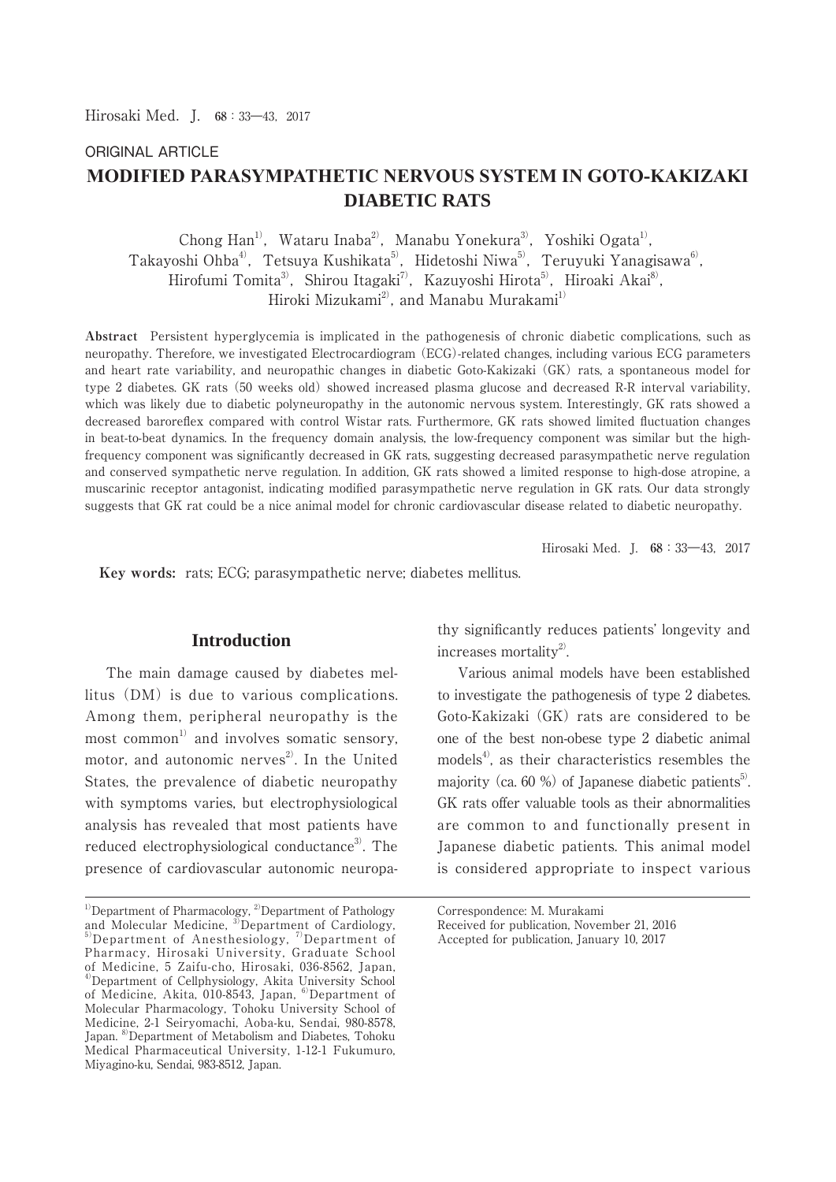ORIGINAL ARTICLE

# MODIFIED PARASYMPATHETIC NERVOUS SYSTEM IN GOTO-KAKIZAKI DIABETIC RATS

Chong Han[1), Wataru Inaba[2), Manabu Yonekura[3), Yoshiki Ogata[1), Takayoshi Ohba[4), Tetsuya Kushikata[5), Hidetoshi Niwa[5), Teruyuki Yanagisawa[6), Hirofumi Tomita[3), Shirou Itagaki[7), Kazuyoshi Hirota[5), Hiroaki Akai[8), Hiroki Mizukami[2), and Manabu Murakami[1)

**Abstract** Persistent hyperglycemia is implicated in the pathogenesis of chronic diabetic complications, such as neuropathy. Therefore, we investigated Electrocardiogram (ECG)-related changes, including various ECG parameters and heart rate variability, and neuropathic changes in diabetic Goto-Kakizaki (GK) rats, a spontaneous model for type 2 diabetes. GK rats (50 weeks old) showed increased plasma glucose and decreased R-R interval variability, which was likely due to diabetic polyneuropathy in the autonomic nervous system. Interestingly, GK rats showed a decreased baroreflex compared with control Wistar rats. Furthermore, GK rats showed limited fluctuation changes in beat-to-beat dynamics. In the frequency domain analysis, the low-frequency component was similar but the high-frequency component was significantly decreased in GK rats, suggesting decreased parasympathetic nerve regulation and conserved sympathetic nerve regulation. In addition, GK rats showed a limited response to high-dose atropine, a muscarinic receptor antagonist, indicating modified parasympathetic nerve regulation in GK rats. Our data strongly suggests that GK rat could be a nice animal model for chronic cardiovascular disease related to diabetic neuropathy.

**Key words:** rats; ECG; parasympathetic nerve; diabetes mellitus.

## Introduction

The main damage caused by diabetes mellitus (DM) is due to various complications. Among them, peripheral neuropathy is the most common[1) and involves somatic sensory, motor, and autonomic nerves[2). In the United States, the prevalence of diabetic neuropathy with symptoms varies, but electrophysiological analysis has revealed that most patients have reduced electrophysiological conductance[3). The presence of cardiovascular autonomic neuropathy significantly reduces patients' longevity and increases mortality[2).

Various animal models have been established to investigate the pathogenesis of type 2 diabetes. Goto-Kakizaki (GK) rats are considered to be one of the best non-obese type 2 diabetic animal models[4), as their characteristics resembles the majority (ca. 60 %) of Japanese diabetic patients[5). GK rats offer valuable tools as their abnormalities are common to and functionally present in Japanese diabetic patients. This animal model is considered appropriate to inspect various

[1)Department of Pharmacology, [2)Department of Pathology and Molecular Medicine, [3)Department of Cardiology, [5)Department of Anesthesiology, [7)Department of Pharmacy, Hirosaki University, Graduate School of Medicine, 5 Zaifu-cho, Hirosaki, 036-8562, Japan, [4)Department of Cellphysiology, Akita University School of Medicine, Akita, 010-8543, Japan, [6)Department of Molecular Pharmacology, Tohoku University School of Medicine, 2-1 Seiryomachi, Aoba-ku, Sendai, 980-8578, Japan. [8)Department of Metabolism and Diabetes, Tohoku Medical Pharmaceutical University, 1-12-1 Fukumuro, Miyagino-ku, Sendai, 983-8512, Japan.

Correspondence: M. Murakami
Received for publication, November 21, 2016
Accepted for publication, January 10, 2017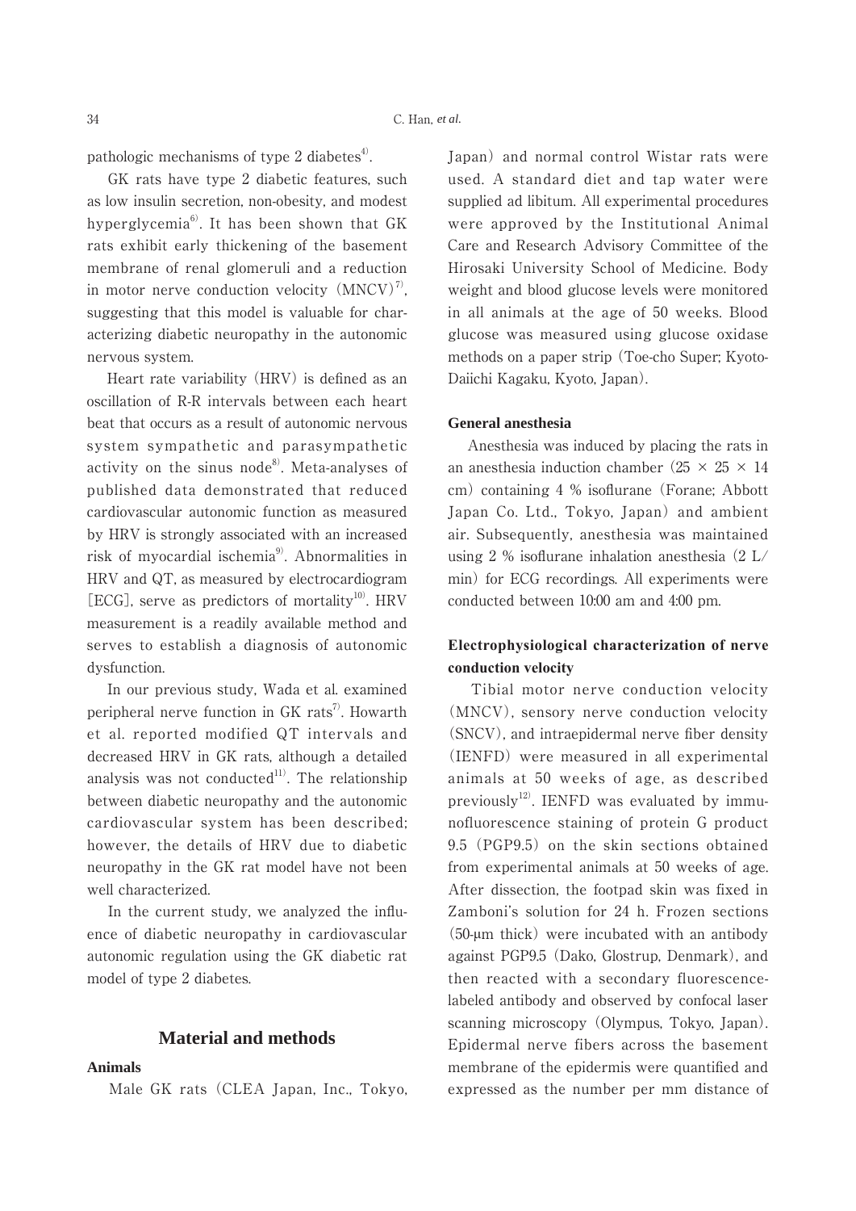pathologic mechanisms of type 2 diabetes[4].

GK rats have type 2 diabetic features, such as low insulin secretion, non-obesity, and modest hyperglycemia[6]. It has been shown that GK rats exhibit early thickening of the basement membrane of renal glomeruli and a reduction in motor nerve conduction velocity (MNCV)[7], suggesting that this model is valuable for characterizing diabetic neuropathy in the autonomic nervous system.

Heart rate variability (HRV) is defined as an oscillation of R-R intervals between each heart beat that occurs as a result of autonomic nervous system sympathetic and parasympathetic activity on the sinus node[8]. Meta-analyses of published data demonstrated that reduced cardiovascular autonomic function as measured by HRV is strongly associated with an increased risk of myocardial ischemia[9]. Abnormalities in HRV and QT, as measured by electrocardiogram [ECG], serve as predictors of mortality[10]. HRV measurement is a readily available method and serves to establish a diagnosis of autonomic dysfunction.

In our previous study, Wada et al. examined peripheral nerve function in GK rats[7]. Howarth et al. reported modified QT intervals and decreased HRV in GK rats, although a detailed analysis was not conducted[11]. The relationship between diabetic neuropathy and the autonomic cardiovascular system has been described; however, the details of HRV due to diabetic neuropathy in the GK rat model have not been well characterized.

In the current study, we analyzed the influence of diabetic neuropathy in cardiovascular autonomic regulation using the GK diabetic rat model of type 2 diabetes.

## Material and methods

### Animals

Male GK rats (CLEA Japan, Inc., Tokyo, Japan) and normal control Wistar rats were used. A standard diet and tap water were supplied ad libitum. All experimental procedures were approved by the Institutional Animal Care and Research Advisory Committee of the Hirosaki University School of Medicine. Body weight and blood glucose levels were monitored in all animals at the age of 50 weeks. Blood glucose was measured using glucose oxidase methods on a paper strip (Toe-cho Super; Kyoto-Daiichi Kagaku, Kyoto, Japan).

### General anesthesia

Anesthesia was induced by placing the rats in an anesthesia induction chamber ($25 \times 25 \times 14$ cm) containing 4 % isoflurane (Forane; Abbott Japan Co. Ltd., Tokyo, Japan) and ambient air. Subsequently, anesthesia was maintained using 2 % isoflurane inhalation anesthesia (2 L/min) for ECG recordings. All experiments were conducted between 10:00 am and 4:00 pm.

### Electrophysiological characterization of nerve conduction velocity

Tibial motor nerve conduction velocity (MNCV), sensory nerve conduction velocity (SNCV), and intraepidermal nerve fiber density (IENFD) were measured in all experimental animals at 50 weeks of age, as described previously[12]. IENFD was evaluated by immunofluorescence staining of protein G product 9.5 (PGP9.5) on the skin sections obtained from experimental animals at 50 weeks of age. After dissection, the footpad skin was fixed in Zamboni's solution for 24 h. Frozen sections (50-μm thick) were incubated with an antibody against PGP9.5 (Dako, Glostrup, Denmark), and then reacted with a secondary fluorescence-labeled antibody and observed by confocal laser scanning microscopy (Olympus, Tokyo, Japan). Epidermal nerve fibers across the basement membrane of the epidermis were quantified and expressed as the number per mm distance of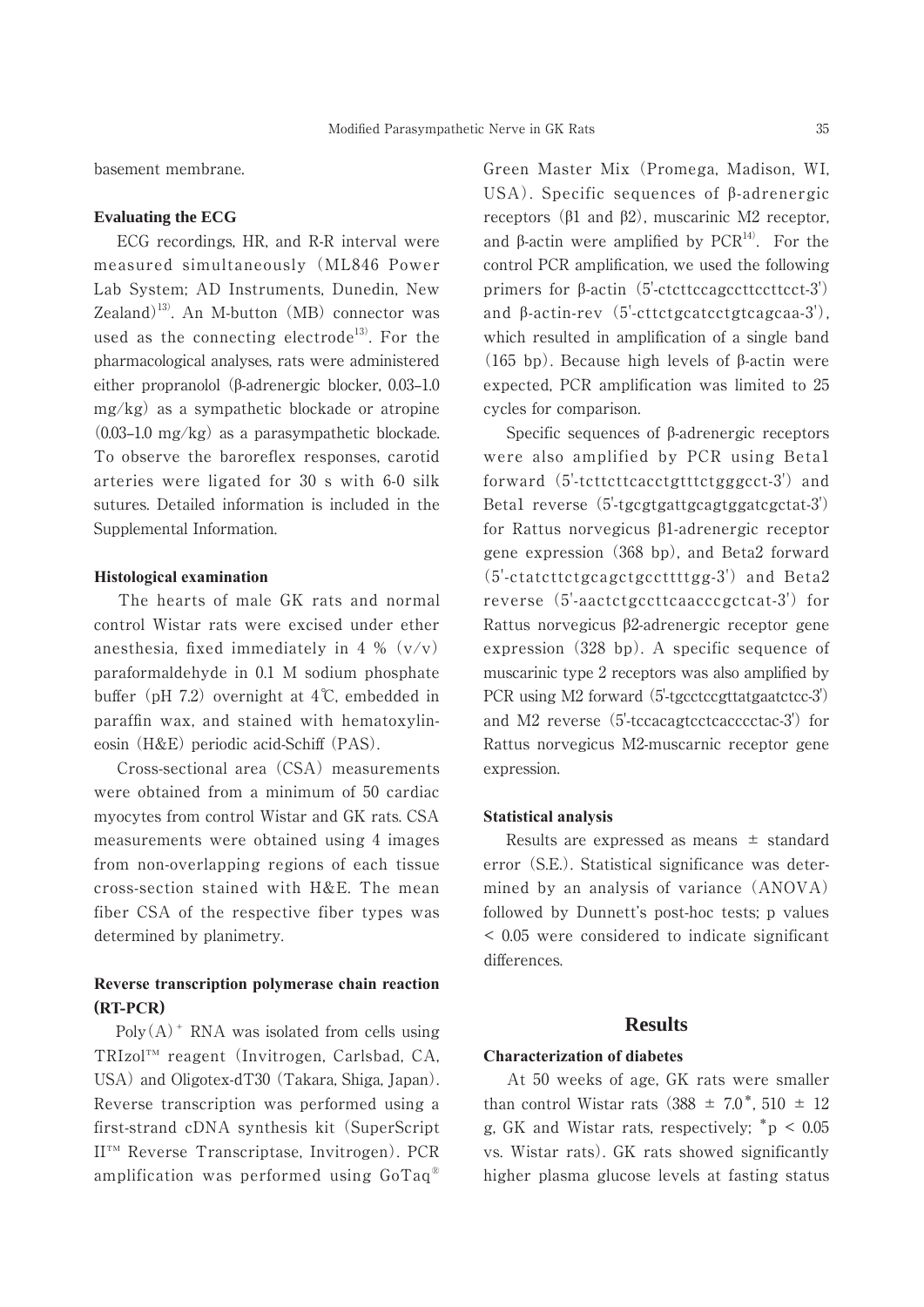basement membrane.

### Evaluating the ECG

ECG recordings, HR, and R-R interval were measured simultaneously (ML846 Power Lab System; AD Instruments, Dunedin, New Zealand)[13]. An M-button (MB) connector was used as the connecting electrode[13]. For the pharmacological analyses, rats were administered either propranolol (β-adrenergic blocker, 0.03–1.0 mg/kg) as a sympathetic blockade or atropine (0.03–1.0 mg/kg) as a parasympathetic blockade. To observe the baroreflex responses, carotid arteries were ligated for 30 s with 6-0 silk sutures. Detailed information is included in the Supplemental Information.

### Histological examination

The hearts of male GK rats and normal control Wistar rats were excised under ether anesthesia, fixed immediately in 4 % (v/v) paraformaldehyde in 0.1 M sodium phosphate buffer (pH 7.2) overnight at 4℃, embedded in paraffin wax, and stained with hematoxylin-eosin (H&E) periodic acid-Schiff (PAS).

Cross-sectional area (CSA) measurements were obtained from a minimum of 50 cardiac myocytes from control Wistar and GK rats. CSA measurements were obtained using 4 images from non-overlapping regions of each tissue cross-section stained with H&E. The mean fiber CSA of the respective fiber types was determined by planimetry.

### Reverse transcription polymerase chain reaction (RT-PCR)

Poly(A)$^{+}$ RNA was isolated from cells using TRIzol™ reagent (Invitrogen, Carlsbad, CA, USA) and Oligotex-dT30 (Takara, Shiga, Japan). Reverse transcription was performed using a first-strand cDNA synthesis kit (SuperScript II™ Reverse Transcriptase, Invitrogen). PCR amplification was performed using GoTaq® Green Master Mix (Promega, Madison, WI, USA). Specific sequences of β-adrenergic receptors (β1 and β2), muscarinic M2 receptor, and β-actin were amplified by PCR[14]. For the control PCR amplification, we used the following primers for β-actin (5'-ctcttccagccttccttcct-3') and β-actin-rev (5'-cttctgcatcctgtcagcaa-3'), which resulted in amplification of a single band (165 bp). Because high levels of β-actin were expected, PCR amplification was limited to 25 cycles for comparison.

Specific sequences of β-adrenergic receptors were also amplified by PCR using Beta1 forward (5'-tcttcttcacctgtttctgggcct-3') and Beta1 reverse (5'-tgcgtgattgcagtggatcgctat-3') for Rattus norvegicus β1-adrenergic receptor gene expression (368 bp), and Beta2 forward (5'-ctatcttctgcagctgccttttgg-3') and Beta2 reverse (5'-aactctgccttcaacccgctcat-3') for Rattus norvegicus β2-adrenergic receptor gene expression (328 bp). A specific sequence of muscarinic type 2 receptors was also amplified by PCR using M2 forward (5'-tgcctccgttatgaatctcc-3') and M2 reverse (5'-tccacagtcctcacccctac-3') for Rattus norvegicus M2-muscarnic receptor gene expression.

### Statistical analysis

Results are expressed as means ± standard error (S.E.). Statistical significance was determined by an analysis of variance (ANOVA) followed by Dunnett's post-hoc tests; p values < 0.05 were considered to indicate significant differences.

## Results

### Characterization of diabetes

At 50 weeks of age, GK rats were smaller than control Wistar rats (388 ± 7.0*, 510 ± 12 g, GK and Wistar rats, respectively; *$p < 0.05$ vs. Wistar rats). GK rats showed significantly higher plasma glucose levels at fasting status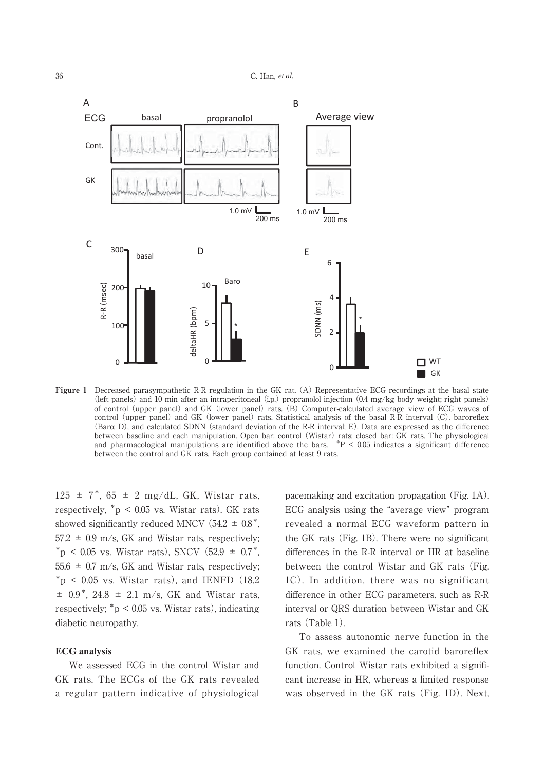**Figure 1** Decreased parasympathetic R-R regulation in the GK rat. (A) Representative ECG recordings at the basal state (left panels) and 10 min after an intraperitoneal (i.p.) propranolol injection (0.4 mg/kg body weight; right panels) of control (upper panel) and GK (lower panel) rats. (B) Computer-calculated average view of ECG waves of control (upper panel) and GK (lower panel) rats. Statistical analysis of the basal R-R interval (C), baroreflex (Baro; D), and calculated SDNN (standard deviation of the R-R interval; E). Data are expressed as the difference between baseline and each manipulation. Open bar: control (Wistar) rats; closed bar: GK rats. The physiological and pharmacological manipulations are identified above the bars. \*P < 0.05 indicates a significant difference between the control and GK rats. Each group contained at least 9 rats.

125 ± 7\*, 65 ± 2 mg/dL, GK, Wistar rats, respectively, \*p < 0.05 vs. Wistar rats). GK rats showed significantly reduced MNCV (54.2 ± 0.8\*, 57.2 ± 0.9 m/s, GK and Wistar rats, respectively; \*p < 0.05 vs. Wistar rats), SNCV (52.9 ± 0.7\*, 55.6 ± 0.7 m/s, GK and Wistar rats, respectively; \*p < 0.05 vs. Wistar rats), and IENFD (18.2 ± 0.9\*, 24.8 ± 2.1 m/s, GK and Wistar rats, respectively; \*p < 0.05 vs. Wistar rats), indicating diabetic neuropathy.

**ECG analysis**

We assessed ECG in the control Wistar and GK rats. The ECGs of the GK rats revealed a regular pattern indicative of physiological pacemaking and excitation propagation (Fig. 1A). ECG analysis using the "average view" program revealed a normal ECG waveform pattern in the GK rats (Fig. 1B). There were no significant differences in the R-R interval or HR at baseline between the control Wistar and GK rats (Fig. 1C). In addition, there was no significant difference in other ECG parameters, such as R-R interval or QRS duration between Wistar and GK rats (Table 1).

To assess autonomic nerve function in the GK rats, we examined the carotid baroreflex function. Control Wistar rats exhibited a significant increase in HR, whereas a limited response was observed in the GK rats (Fig. 1D). Next,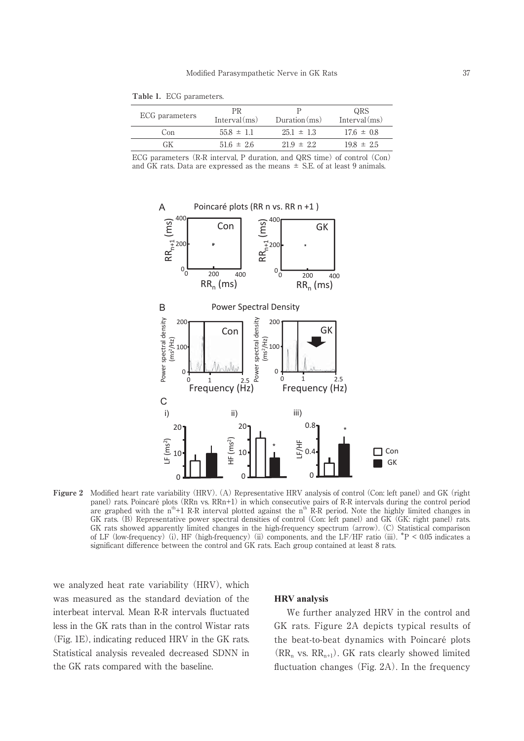**Table 1.** ECG parameters.

| ECG parameters | PR Interval (ms) | P Duration (ms) | QRS Interval (ms) |
|---|---|---|---|
| Con | 55.8 ± 1.1 | 25.1 ± 1.3 | 17.6 ± 0.8 |
| GK | 51.6 ± 2.6 | 21.9 ± 2.2 | 19.8 ± 2.5 |

ECG parameters (R-R interval, P duration, and QRS time) of control (Con) and GK rats. Data are expressed as the means ± S.E. of at least 9 animals.

**Figure 2** Modified heart rate variability (HRV). (A) Representative HRV analysis of control (Con: left panel) and GK (right panel) rats. Poincaré plots (RRn vs. RRn+1) in which consecutive pairs of R-R intervals during the control period are graphed with the $n^{th}$+1 R-R interval plotted against the $n^{th}$ R-R period. Note the highly limited changes in GK rats. (B) Representative power spectral densities of control (Con: left panel) and GK (GK: right panel) rats. GK rats showed apparently limited changes in the high-frequency spectrum (arrow). (C) Statistical comparison of LF (low-frequency) (i), HF (high-frequency) (ii) components, and the LF/HF ratio (iii). *$P < 0.05$ indicates a significant difference between the control and GK rats. Each group contained at least 8 rats.

we analyzed heat rate variability (HRV), which was measured as the standard deviation of the interbeat interval. Mean R-R intervals fluctuated less in the GK rats than in the control Wistar rats (Fig. 1E), indicating reduced HRV in the GK rats. Statistical analysis revealed decreased SDNN in the GK rats compared with the baseline.

**HRV analysis**

We further analyzed HRV in the control and GK rats. Figure 2A depicts typical results of the beat-to-beat dynamics with Poincaré plots ($RR_n$ vs. $RR_{n+1}$). GK rats clearly showed limited fluctuation changes (Fig. 2A). In the frequency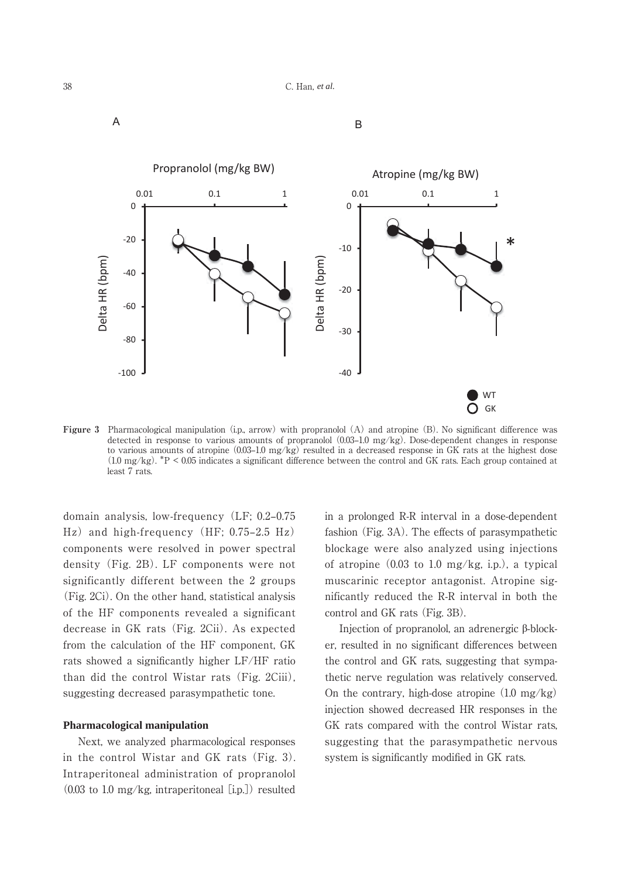**Figure 3** Pharmacological manipulation (i.p., arrow) with propranolol (A) and atropine (B). No significant difference was detected in response to various amounts of propranolol (0.03–1.0 mg/kg). Dose-dependent changes in response to various amounts of atropine (0.03–1.0 mg/kg) resulted in a decreased response in GK rats at the highest dose (1.0 mg/kg). *P < 0.05 indicates a significant difference between the control and GK rats. Each group contained at least 7 rats.

domain analysis, low-frequency (LF; 0.2–0.75 Hz) and high-frequency (HF; 0.75–2.5 Hz) components were resolved in power spectral density (Fig. 2B). LF components were not significantly different between the 2 groups (Fig. 2Ci). On the other hand, statistical analysis of the HF components revealed a significant decrease in GK rats (Fig. 2Cii). As expected from the calculation of the HF component, GK rats showed a significantly higher LF/HF ratio than did the control Wistar rats (Fig. 2Ciii), suggesting decreased parasympathetic tone.

### Pharmacological manipulation

Next, we analyzed pharmacological responses in the control Wistar and GK rats (Fig. 3). Intraperitoneal administration of propranolol (0.03 to 1.0 mg/kg, intraperitoneal [i.p.]) resulted in a prolonged R-R interval in a dose-dependent fashion (Fig. 3A). The effects of parasympathetic blockage were also analyzed using injections of atropine (0.03 to 1.0 mg/kg, i.p.), a typical muscarinic receptor antagonist. Atropine significantly reduced the R-R interval in both the control and GK rats (Fig. 3B).

Injection of propranolol, an adrenergic β-blocker, resulted in no significant differences between the control and GK rats, suggesting that sympathetic nerve regulation was relatively conserved. On the contrary, high-dose atropine (1.0 mg/kg) injection showed decreased HR responses in the GK rats compared with the control Wistar rats, suggesting that the parasympathetic nervous system is significantly modified in GK rats.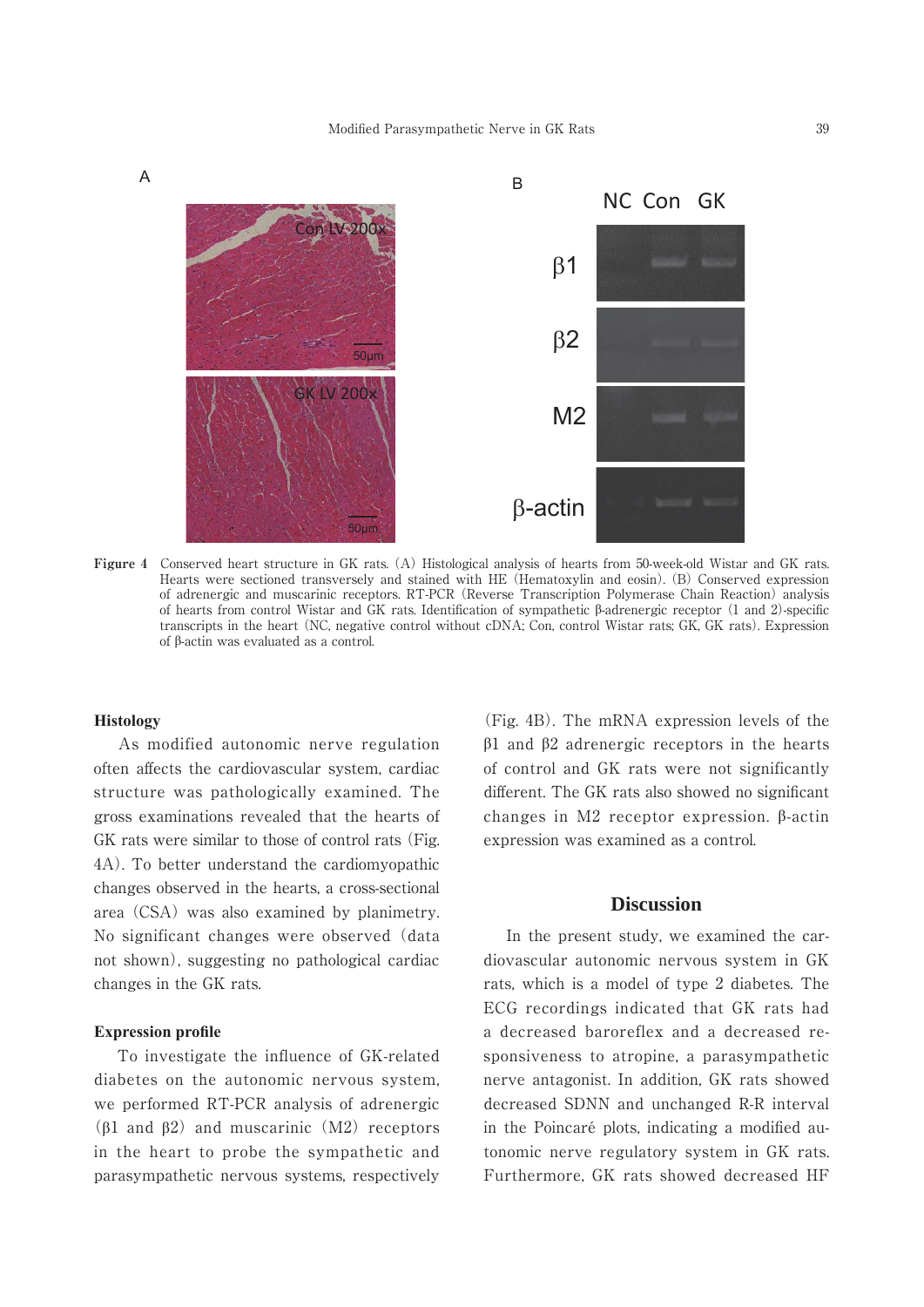**Figure 4** Conserved heart structure in GK rats. (A) Histological analysis of hearts from 50-week-old Wistar and GK rats. Hearts were sectioned transversely and stained with HE (Hematoxylin and eosin). (B) Conserved expression of adrenergic and muscarinic receptors. RT-PCR (Reverse Transcription Polymerase Chain Reaction) analysis of hearts from control Wistar and GK rats. Identification of sympathetic β-adrenergic receptor (1 and 2)-specific transcripts in the heart (NC, negative control without cDNA; Con, control Wistar rats; GK, GK rats). Expression of β-actin was evaluated as a control.

### Histology

As modified autonomic nerve regulation often affects the cardiovascular system, cardiac structure was pathologically examined. The gross examinations revealed that the hearts of GK rats were similar to those of control rats (Fig. 4A). To better understand the cardiomyopathic changes observed in the hearts, a cross-sectional area (CSA) was also examined by planimetry. No significant changes were observed (data not shown), suggesting no pathological cardiac changes in the GK rats.

### Expression profile

To investigate the influence of GK-related diabetes on the autonomic nervous system, we performed RT-PCR analysis of adrenergic (β1 and β2) and muscarinic (M2) receptors in the heart to probe the sympathetic and parasympathetic nervous systems, respectively (Fig. 4B). The mRNA expression levels of the β1 and β2 adrenergic receptors in the hearts of control and GK rats were not significantly different. The GK rats also showed no significant changes in M2 receptor expression. β-actin expression was examined as a control.

## Discussion

In the present study, we examined the cardiovascular autonomic nervous system in GK rats, which is a model of type 2 diabetes. The ECG recordings indicated that GK rats had a decreased baroreflex and a decreased responsiveness to atropine, a parasympathetic nerve antagonist. In addition, GK rats showed decreased SDNN and unchanged R-R interval in the Poincaré plots, indicating a modified autonomic nerve regulatory system in GK rats. Furthermore, GK rats showed decreased HF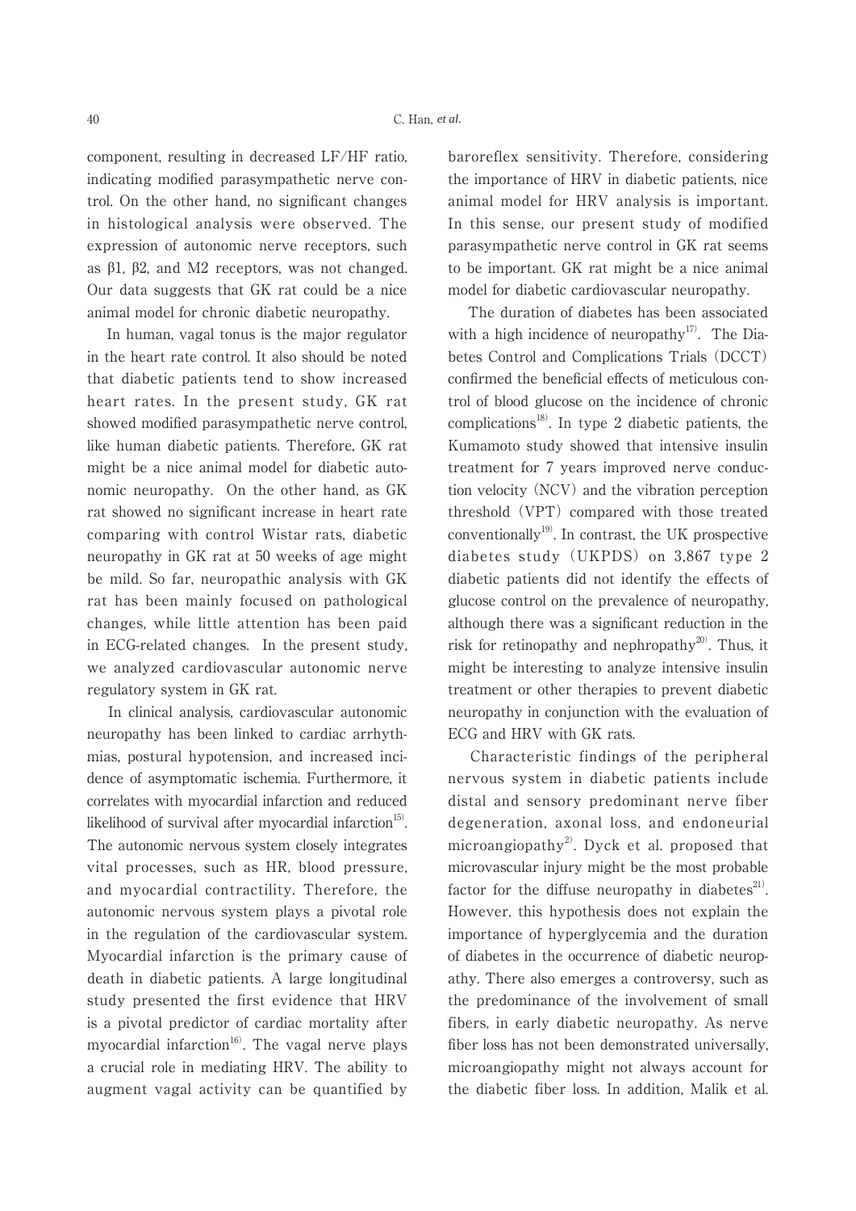component, resulting in decreased LF/HF ratio, indicating modified parasympathetic nerve control. On the other hand, no significant changes in histological analysis were observed. The expression of autonomic nerve receptors, such as β1, β2, and M2 receptors, was not changed. Our data suggests that GK rat could be a nice animal model for chronic diabetic neuropathy.

In human, vagal tonus is the major regulator in the heart rate control. It also should be noted that diabetic patients tend to show increased heart rates. In the present study, GK rat showed modified parasympathetic nerve control, like human diabetic patients. Therefore, GK rat might be a nice animal model for diabetic autonomic neuropathy. On the other hand, as GK rat showed no significant increase in heart rate comparing with control Wistar rats, diabetic neuropathy in GK rat at 50 weeks of age might be mild. So far, neuropathic analysis with GK rat has been mainly focused on pathological changes, while little attention has been paid in ECG-related changes. In the present study, we analyzed cardiovascular autonomic nerve regulatory system in GK rat.

In clinical analysis, cardiovascular autonomic neuropathy has been linked to cardiac arrhythmias, postural hypotension, and increased incidence of asymptomatic ischemia. Furthermore, it correlates with myocardial infarction and reduced likelihood of survival after myocardial infarction[15]. The autonomic nervous system closely integrates vital processes, such as HR, blood pressure, and myocardial contractility. Therefore, the autonomic nervous system plays a pivotal role in the regulation of the cardiovascular system. Myocardial infarction is the primary cause of death in diabetic patients. A large longitudinal study presented the first evidence that HRV is a pivotal predictor of cardiac mortality after myocardial infarction[16]. The vagal nerve plays a crucial role in mediating HRV. The ability to augment vagal activity can be quantified by baroreflex sensitivity. Therefore, considering the importance of HRV in diabetic patients, nice animal model for HRV analysis is important. In this sense, our present study of modified parasympathetic nerve control in GK rat seems to be important. GK rat might be a nice animal model for diabetic cardiovascular neuropathy.

The duration of diabetes has been associated with a high incidence of neuropathy[17]. The Diabetes Control and Complications Trials (DCCT) confirmed the beneficial effects of meticulous control of blood glucose on the incidence of chronic complications[18]. In type 2 diabetic patients, the Kumamoto study showed that intensive insulin treatment for 7 years improved nerve conduction velocity (NCV) and the vibration perception threshold (VPT) compared with those treated conventionally[19]. In contrast, the UK prospective diabetes study (UKPDS) on 3,867 type 2 diabetic patients did not identify the effects of glucose control on the prevalence of neuropathy, although there was a significant reduction in the risk for retinopathy and nephropathy[20]. Thus, it might be interesting to analyze intensive insulin treatment or other therapies to prevent diabetic neuropathy in conjunction with the evaluation of ECG and HRV with GK rats.

Characteristic findings of the peripheral nervous system in diabetic patients include distal and sensory predominant nerve fiber degeneration, axonal loss, and endoneurial microangiopathy[2]. Dyck et al. proposed that microvascular injury might be the most probable factor for the diffuse neuropathy in diabetes[21]. However, this hypothesis does not explain the importance of hyperglycemia and the duration of diabetes in the occurrence of diabetic neuropathy. There also emerges a controversy, such as the predominance of the involvement of small fibers, in early diabetic neuropathy. As nerve fiber loss has not been demonstrated universally, microangiopathy might not always account for the diabetic fiber loss. In addition, Malik et al.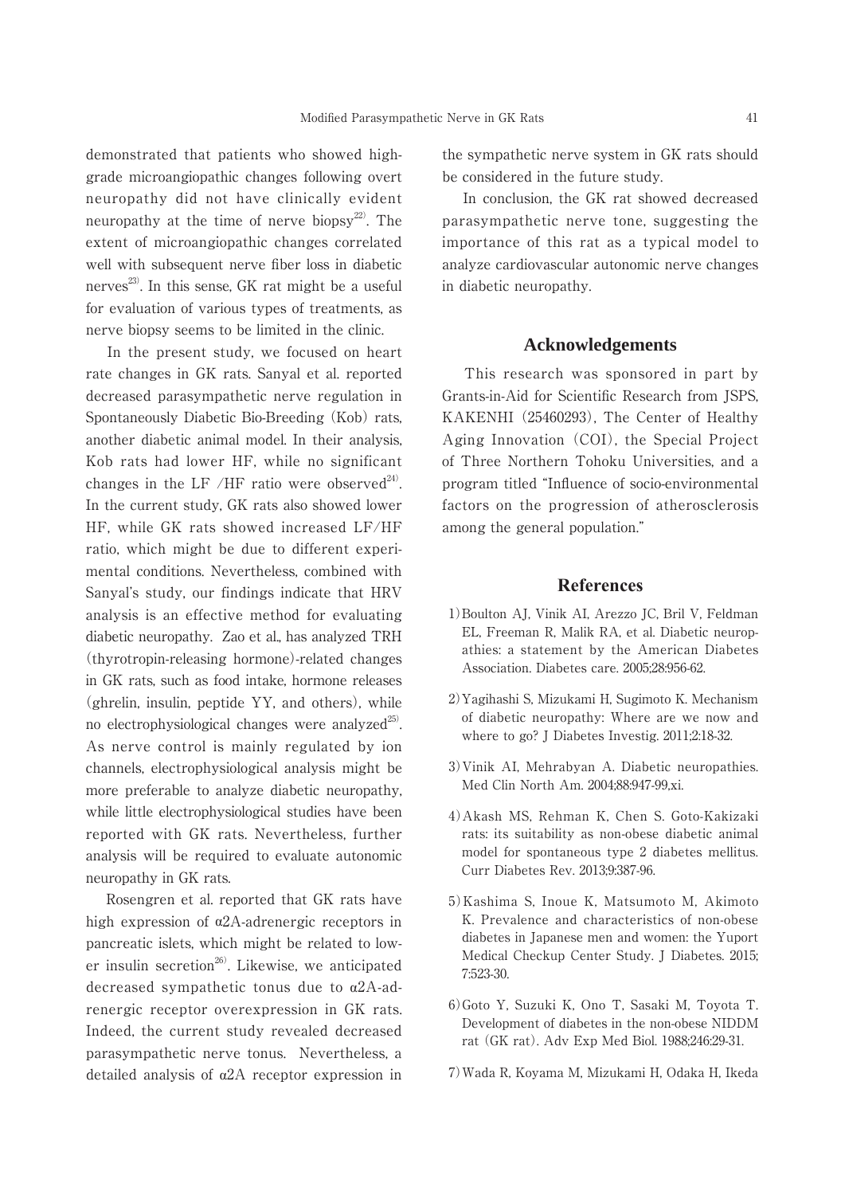demonstrated that patients who showed high-grade microangiopathic changes following overt neuropathy did not have clinically evident neuropathy at the time of nerve biopsy[22]. The extent of microangiopathic changes correlated well with subsequent nerve fiber loss in diabetic nerves[23]. In this sense, GK rat might be a useful for evaluation of various types of treatments, as nerve biopsy seems to be limited in the clinic.

In the present study, we focused on heart rate changes in GK rats. Sanyal et al. reported decreased parasympathetic nerve regulation in Spontaneously Diabetic Bio-Breeding (Kob) rats, another diabetic animal model. In their analysis, Kob rats had lower HF, while no significant changes in the LF /HF ratio were observed[24]. In the current study, GK rats also showed lower HF, while GK rats showed increased LF/HF ratio, which might be due to different experimental conditions. Nevertheless, combined with Sanyal's study, our findings indicate that HRV analysis is an effective method for evaluating diabetic neuropathy. Zao et al., has analyzed TRH (thyrotropin-releasing hormone)-related changes in GK rats, such as food intake, hormone releases (ghrelin, insulin, peptide YY, and others), while no electrophysiological changes were analyzed[25]. As nerve control is mainly regulated by ion channels, electrophysiological analysis might be more preferable to analyze diabetic neuropathy, while little electrophysiological studies have been reported with GK rats. Nevertheless, further analysis will be required to evaluate autonomic neuropathy in GK rats.

Rosengren et al. reported that GK rats have high expression of α2A-adrenergic receptors in pancreatic islets, which might be related to lower insulin secretion[26]. Likewise, we anticipated decreased sympathetic tonus due to α2A-adrenergic receptor overexpression in GK rats. Indeed, the current study revealed decreased parasympathetic nerve tonus. Nevertheless, a detailed analysis of α2A receptor expression in the sympathetic nerve system in GK rats should be considered in the future study.

In conclusion, the GK rat showed decreased parasympathetic nerve tone, suggesting the importance of this rat as a typical model to analyze cardiovascular autonomic nerve changes in diabetic neuropathy.

## Acknowledgements

This research was sponsored in part by Grants-in-Aid for Scientific Research from JSPS, KAKENHI (25460293), The Center of Healthy Aging Innovation (COI), the Special Project of Three Northern Tohoku Universities, and a program titled "Influence of socio-environmental factors on the progression of atherosclerosis among the general population."

## References

1) Boulton AJ, Vinik AI, Arezzo JC, Bril V, Feldman EL, Freeman R, Malik RA, et al. Diabetic neuropathies: a statement by the American Diabetes Association. Diabetes care. 2005;28:956-62.

2) Yagihashi S, Mizukami H, Sugimoto K. Mechanism of diabetic neuropathy: Where are we now and where to go? J Diabetes Investig. 2011;2:18-32.

3) Vinik AI, Mehrabyan A. Diabetic neuropathies. Med Clin North Am. 2004;88:947-99,xi.

4) Akash MS, Rehman K, Chen S. Goto-Kakizaki rats: its suitability as non-obese diabetic animal model for spontaneous type 2 diabetes mellitus. Curr Diabetes Rev. 2013;9:387-96.

5) Kashima S, Inoue K, Matsumoto M, Akimoto K. Prevalence and characteristics of non-obese diabetes in Japanese men and women: the Yuport Medical Checkup Center Study. J Diabetes. 2015; 7:523-30.

6) Goto Y, Suzuki K, Ono T, Sasaki M, Toyota T. Development of diabetes in the non-obese NIDDM rat (GK rat). Adv Exp Med Biol. 1988;246:29-31.

7) Wada R, Koyama M, Mizukami H, Odaka H, Ikeda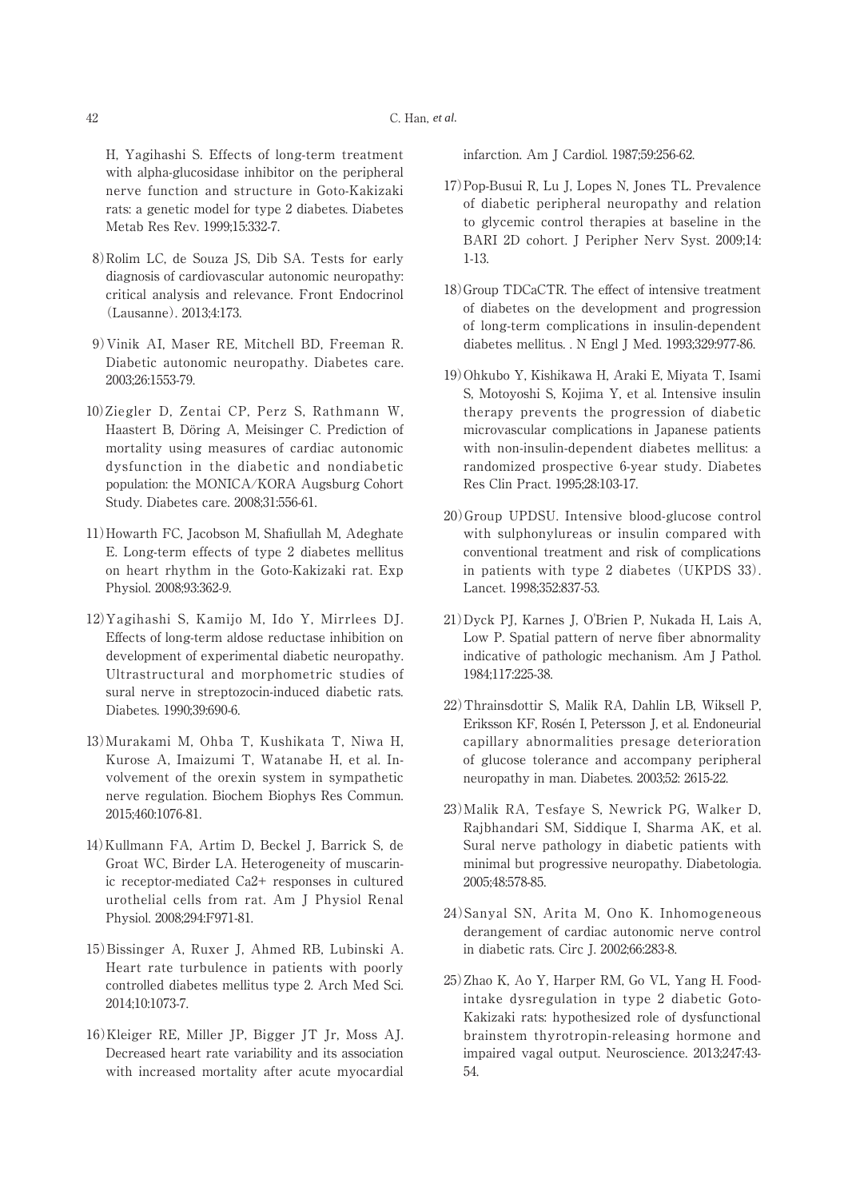H, Yagihashi S. Effects of long-term treatment with alpha-glucosidase inhibitor on the peripheral nerve function and structure in Goto-Kakizaki rats: a genetic model for type 2 diabetes. Diabetes Metab Res Rev. 1999;15:332-7.

8) Rolim LC, de Souza JS, Dib SA. Tests for early diagnosis of cardiovascular autonomic neuropathy: critical analysis and relevance. Front Endocrinol (Lausanne). 2013;4:173.

9) Vinik AI, Maser RE, Mitchell BD, Freeman R. Diabetic autonomic neuropathy. Diabetes care. 2003;26:1553-79.

10) Ziegler D, Zentai CP, Perz S, Rathmann W, Haastert B, Döring A, Meisinger C. Prediction of mortality using measures of cardiac autonomic dysfunction in the diabetic and nondiabetic population: the MONICA/KORA Augsburg Cohort Study. Diabetes care. 2008;31:556-61.

11) Howarth FC, Jacobson M, Shafiullah M, Adeghate E. Long-term effects of type 2 diabetes mellitus on heart rhythm in the Goto-Kakizaki rat. Exp Physiol. 2008;93:362-9.

12) Yagihashi S, Kamijo M, Ido Y, Mirrlees DJ. Effects of long-term aldose reductase inhibition on development of experimental diabetic neuropathy. Ultrastructural and morphometric studies of sural nerve in streptozocin-induced diabetic rats. Diabetes. 1990;39:690-6.

13) Murakami M, Ohba T, Kushikata T, Niwa H, Kurose A, Imaizumi T, Watanabe H, et al. Involvement of the orexin system in sympathetic nerve regulation. Biochem Biophys Res Commun. 2015;460:1076-81.

14) Kullmann FA, Artim D, Beckel J, Barrick S, de Groat WC, Birder LA. Heterogeneity of muscarinic receptor-mediated Ca2+ responses in cultured urothelial cells from rat. Am J Physiol Renal Physiol. 2008;294:F971-81.

15) Bissinger A, Ruxer J, Ahmed RB, Lubinski A. Heart rate turbulence in patients with poorly controlled diabetes mellitus type 2. Arch Med Sci. 2014;10:1073-7.

16) Kleiger RE, Miller JP, Bigger JT Jr, Moss AJ. Decreased heart rate variability and its association with increased mortality after acute myocardial infarction. Am J Cardiol. 1987;59:256-62.

17) Pop-Busui R, Lu J, Lopes N, Jones TL. Prevalence of diabetic peripheral neuropathy and relation to glycemic control therapies at baseline in the BARI 2D cohort. J Peripher Nerv Syst. 2009;14: 1-13.

18) Group TDCaCTR. The effect of intensive treatment of diabetes on the development and progression of long-term complications in insulin-dependent diabetes mellitus. . N Engl J Med. 1993;329:977-86.

19) Ohkubo Y, Kishikawa H, Araki E, Miyata T, Isami S, Motoyoshi S, Kojima Y, et al. Intensive insulin therapy prevents the progression of diabetic microvascular complications in Japanese patients with non-insulin-dependent diabetes mellitus: a randomized prospective 6-year study. Diabetes Res Clin Pract. 1995;28:103-17.

20) Group UPDSU. Intensive blood-glucose control with sulphonylureas or insulin compared with conventional treatment and risk of complications in patients with type 2 diabetes (UKPDS 33). Lancet. 1998;352:837-53.

21) Dyck PJ, Karnes J, O'Brien P, Nukada H, Lais A, Low P. Spatial pattern of nerve fiber abnormality indicative of pathologic mechanism. Am J Pathol. 1984;117:225-38.

22) Thrainsdottir S, Malik RA, Dahlin LB, Wiksell P, Eriksson KF, Rosén I, Petersson J, et al. Endoneurial capillary abnormalities presage deterioration of glucose tolerance and accompany peripheral neuropathy in man. Diabetes. 2003;52: 2615-22.

23) Malik RA, Tesfaye S, Newrick PG, Walker D, Rajbhandari SM, Siddique I, Sharma AK, et al. Sural nerve pathology in diabetic patients with minimal but progressive neuropathy. Diabetologia. 2005;48:578-85.

24) Sanyal SN, Arita M, Ono K. Inhomogeneous derangement of cardiac autonomic nerve control in diabetic rats. Circ J. 2002;66:283-8.

25) Zhao K, Ao Y, Harper RM, Go VL, Yang H. Food-intake dysregulation in type 2 diabetic Goto-Kakizaki rats: hypothesized role of dysfunctional brainstem thyrotropin-releasing hormone and impaired vagal output. Neuroscience. 2013;247:43-54.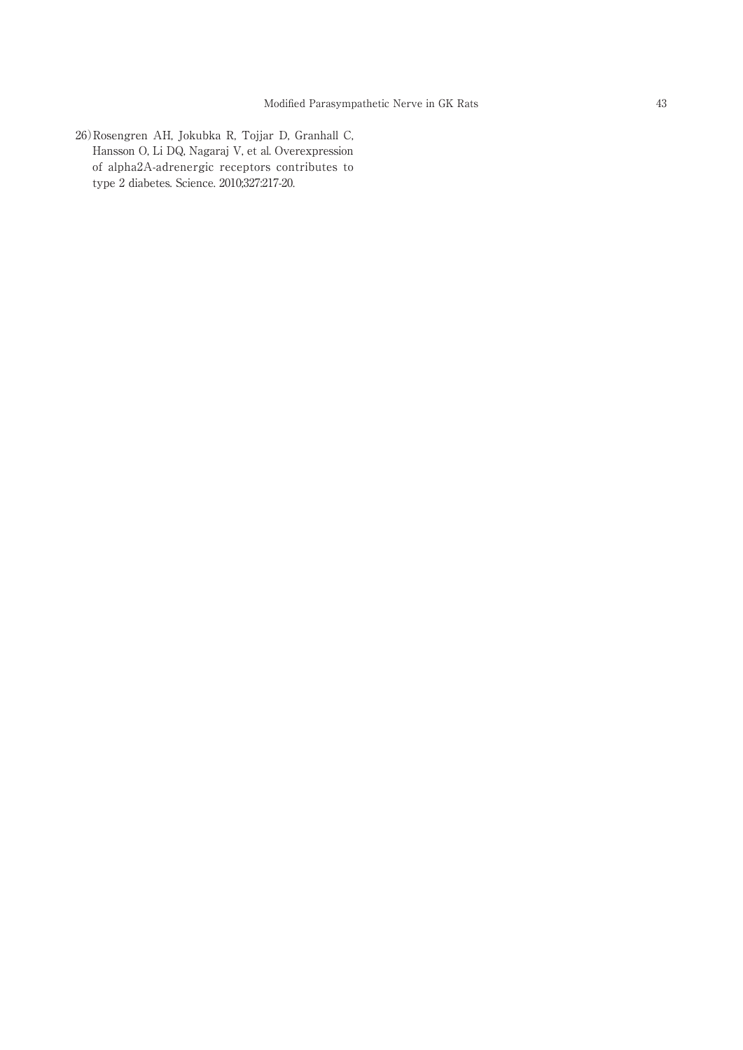26) Rosengren AH, Jokubka R, Tojjar D, Granhall C, Hansson O, Li DQ, Nagaraj V, et al. Overexpression of alpha2A-adrenergic receptors contributes to type 2 diabetes. Science. 2010;327:217-20.